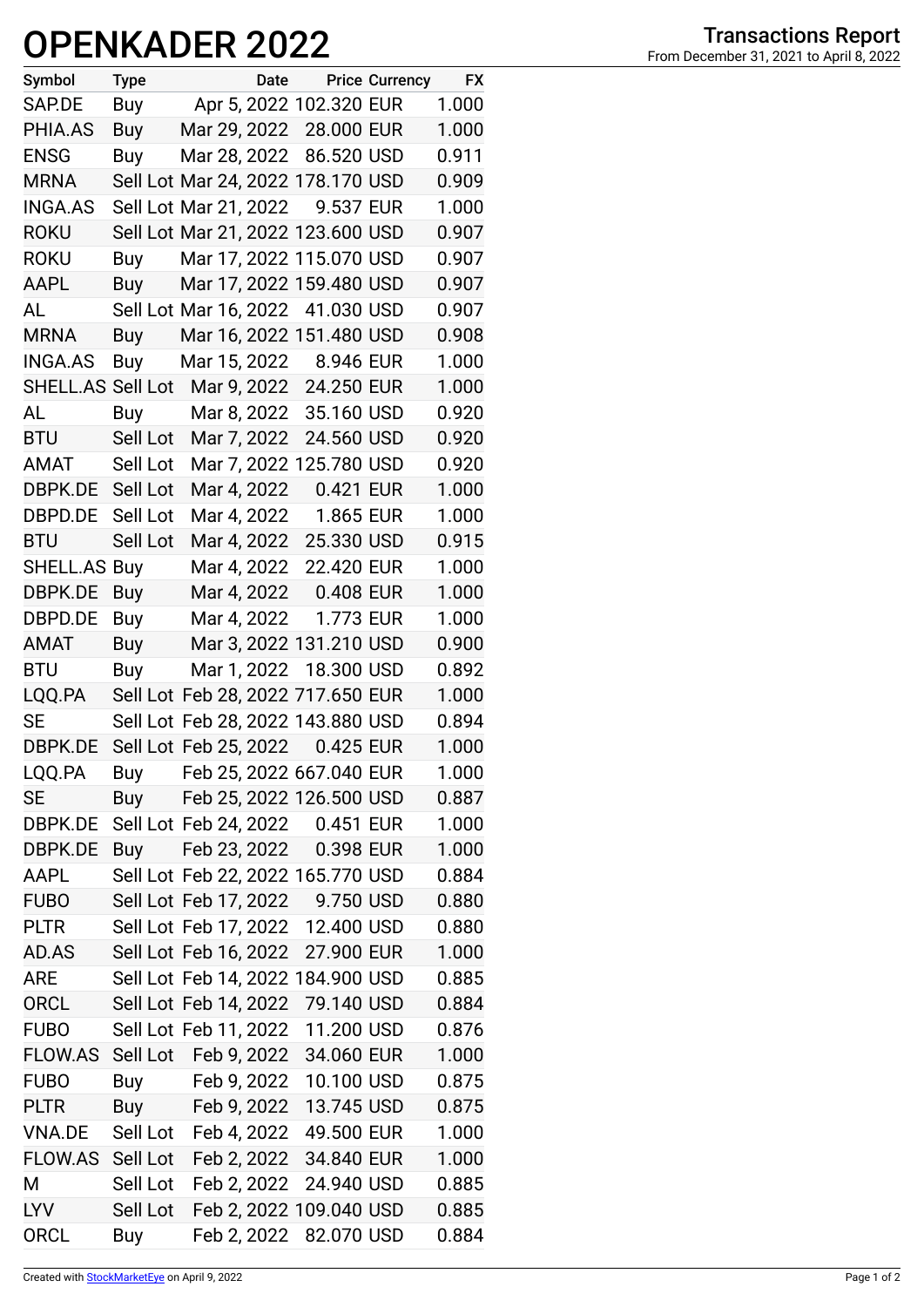# OPENKADER 2022

**Transactions Report**
From December 31, 2021 to April 8, 2022

| Symbol | Type | Date | Price | Currency | FX |
|---|---|---|---|---|---|
| SAP.DE | Buy | Apr 5, 2022 | 102.320 | EUR | 1.000 |
| PHIA.AS | Buy | Mar 29, 2022 | 28.000 | EUR | 1.000 |
| ENSG | Buy | Mar 28, 2022 | 86.520 | USD | 0.911 |
| MRNA | Sell Lot | Mar 24, 2022 | 178.170 | USD | 0.909 |
| INGA.AS | Sell Lot | Mar 21, 2022 | 9.537 | EUR | 1.000 |
| ROKU | Sell Lot | Mar 21, 2022 | 123.600 | USD | 0.907 |
| ROKU | Buy | Mar 17, 2022 | 115.070 | USD | 0.907 |
| AAPL | Buy | Mar 17, 2022 | 159.480 | USD | 0.907 |
| AL | Sell Lot | Mar 16, 2022 | 41.030 | USD | 0.907 |
| MRNA | Buy | Mar 16, 2022 | 151.480 | USD | 0.908 |
| INGA.AS | Buy | Mar 15, 2022 | 8.946 | EUR | 1.000 |
| SHELL.AS | Sell Lot | Mar 9, 2022 | 24.250 | EUR | 1.000 |
| AL | Buy | Mar 8, 2022 | 35.160 | USD | 0.920 |
| BTU | Sell Lot | Mar 7, 2022 | 24.560 | USD | 0.920 |
| AMAT | Sell Lot | Mar 7, 2022 | 125.780 | USD | 0.920 |
| DBPK.DE | Sell Lot | Mar 4, 2022 | 0.421 | EUR | 1.000 |
| DBPD.DE | Sell Lot | Mar 4, 2022 | 1.865 | EUR | 1.000 |
| BTU | Sell Lot | Mar 4, 2022 | 25.330 | USD | 0.915 |
| SHELL.AS | Buy | Mar 4, 2022 | 22.420 | EUR | 1.000 |
| DBPK.DE | Buy | Mar 4, 2022 | 0.408 | EUR | 1.000 |
| DBPD.DE | Buy | Mar 4, 2022 | 1.773 | EUR | 1.000 |
| AMAT | Buy | Mar 3, 2022 | 131.210 | USD | 0.900 |
| BTU | Buy | Mar 1, 2022 | 18.300 | USD | 0.892 |
| LQQ.PA | Sell Lot | Feb 28, 2022 | 717.650 | EUR | 1.000 |
| SE | Sell Lot | Feb 28, 2022 | 143.880 | USD | 0.894 |
| DBPK.DE | Sell Lot | Feb 25, 2022 | 0.425 | EUR | 1.000 |
| LQQ.PA | Buy | Feb 25, 2022 | 667.040 | EUR | 1.000 |
| SE | Buy | Feb 25, 2022 | 126.500 | USD | 0.887 |
| DBPK.DE | Sell Lot | Feb 24, 2022 | 0.451 | EUR | 1.000 |
| DBPK.DE | Buy | Feb 23, 2022 | 0.398 | EUR | 1.000 |
| AAPL | Sell Lot | Feb 22, 2022 | 165.770 | USD | 0.884 |
| FUBO | Sell Lot | Feb 17, 2022 | 9.750 | USD | 0.880 |
| PLTR | Sell Lot | Feb 17, 2022 | 12.400 | USD | 0.880 |
| AD.AS | Sell Lot | Feb 16, 2022 | 27.900 | EUR | 1.000 |
| ARE | Sell Lot | Feb 14, 2022 | 184.900 | USD | 0.885 |
| ORCL | Sell Lot | Feb 14, 2022 | 79.140 | USD | 0.884 |
| FUBO | Sell Lot | Feb 11, 2022 | 11.200 | USD | 0.876 |
| FLOW.AS | Sell Lot | Feb 9, 2022 | 34.060 | EUR | 1.000 |
| FUBO | Buy | Feb 9, 2022 | 10.100 | USD | 0.875 |
| PLTR | Buy | Feb 9, 2022 | 13.745 | USD | 0.875 |
| VNA.DE | Sell Lot | Feb 4, 2022 | 49.500 | EUR | 1.000 |
| FLOW.AS | Sell Lot | Feb 2, 2022 | 34.840 | EUR | 1.000 |
| M | Sell Lot | Feb 2, 2022 | 24.940 | USD | 0.885 |
| LYV | Sell Lot | Feb 2, 2022 | 109.040 | USD | 0.885 |
| ORCL | Buy | Feb 2, 2022 | 82.070 | USD | 0.884 |

Created with StockMarketEye on April 9, 2022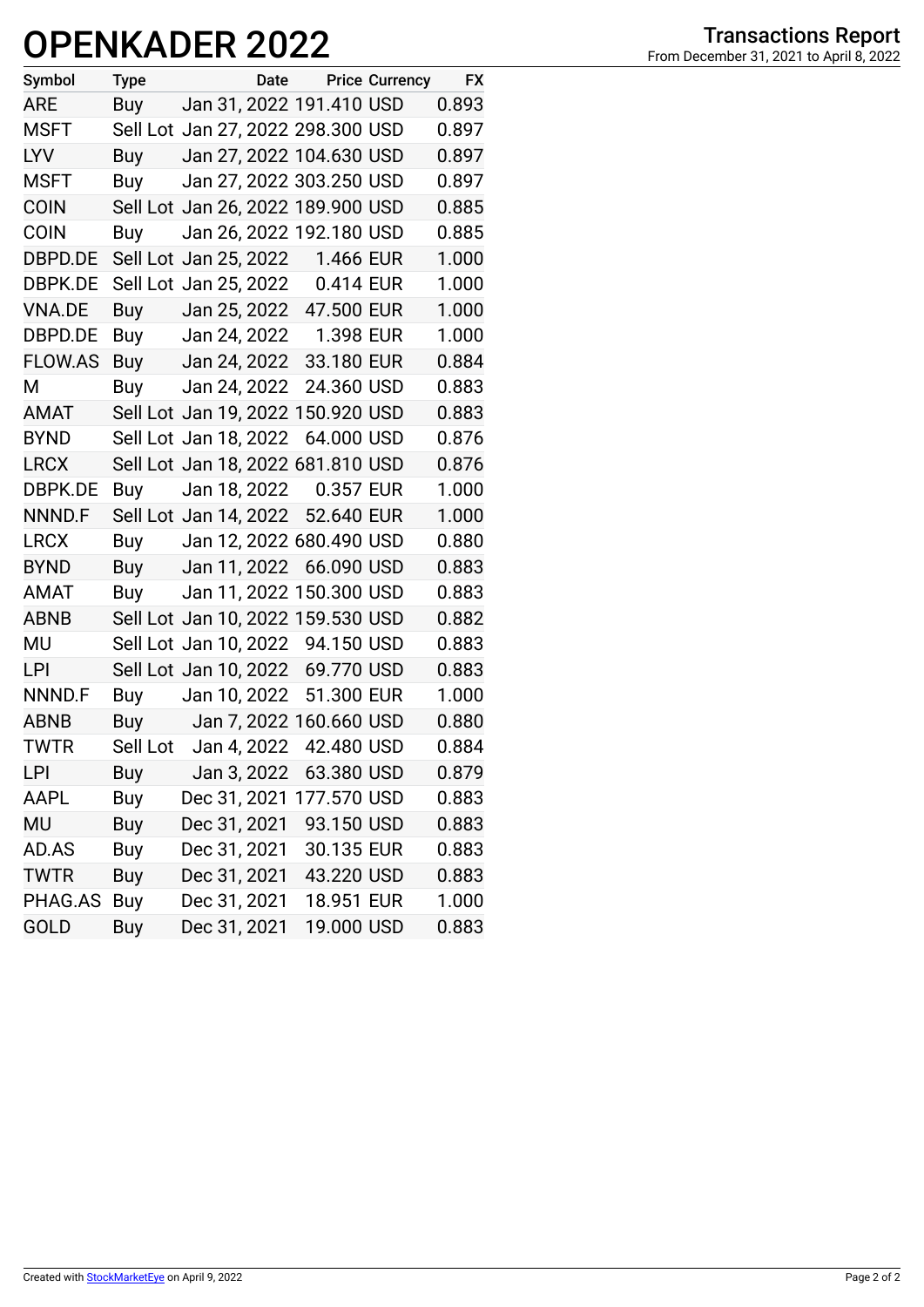# OPENKADER 2022

## Transactions Report

From December 31, 2021 to April 8, 2022

| Symbol | Type | Date | Price | Currency | FX |
|---|---|---|---|---|---|
| ARE | Buy | Jan 31, 2022 | 191.410 | USD | 0.893 |
| MSFT | Sell Lot | Jan 27, 2022 | 298.300 | USD | 0.897 |
| LYV | Buy | Jan 27, 2022 | 104.630 | USD | 0.897 |
| MSFT | Buy | Jan 27, 2022 | 303.250 | USD | 0.897 |
| COIN | Sell Lot | Jan 26, 2022 | 189.900 | USD | 0.885 |
| COIN | Buy | Jan 26, 2022 | 192.180 | USD | 0.885 |
| DBPD.DE | Sell Lot | Jan 25, 2022 | 1.466 | EUR | 1.000 |
| DBPK.DE | Sell Lot | Jan 25, 2022 | 0.414 | EUR | 1.000 |
| VNA.DE | Buy | Jan 25, 2022 | 47.500 | EUR | 1.000 |
| DBPD.DE | Buy | Jan 24, 2022 | 1.398 | EUR | 1.000 |
| FLOW.AS | Buy | Jan 24, 2022 | 33.180 | EUR | 0.884 |
| M | Buy | Jan 24, 2022 | 24.360 | USD | 0.883 |
| AMAT | Sell Lot | Jan 19, 2022 | 150.920 | USD | 0.883 |
| BYND | Sell Lot | Jan 18, 2022 | 64.000 | USD | 0.876 |
| LRCX | Sell Lot | Jan 18, 2022 | 681.810 | USD | 0.876 |
| DBPK.DE | Buy | Jan 18, 2022 | 0.357 | EUR | 1.000 |
| NNND.F | Sell Lot | Jan 14, 2022 | 52.640 | EUR | 1.000 |
| LRCX | Buy | Jan 12, 2022 | 680.490 | USD | 0.880 |
| BYND | Buy | Jan 11, 2022 | 66.090 | USD | 0.883 |
| AMAT | Buy | Jan 11, 2022 | 150.300 | USD | 0.883 |
| ABNB | Sell Lot | Jan 10, 2022 | 159.530 | USD | 0.882 |
| MU | Sell Lot | Jan 10, 2022 | 94.150 | USD | 0.883 |
| LPI | Sell Lot | Jan 10, 2022 | 69.770 | USD | 0.883 |
| NNND.F | Buy | Jan 10, 2022 | 51.300 | EUR | 1.000 |
| ABNB | Buy | Jan 7, 2022 | 160.660 | USD | 0.880 |
| TWTR | Sell Lot | Jan 4, 2022 | 42.480 | USD | 0.884 |
| LPI | Buy | Jan 3, 2022 | 63.380 | USD | 0.879 |
| AAPL | Buy | Dec 31, 2021 | 177.570 | USD | 0.883 |
| MU | Buy | Dec 31, 2021 | 93.150 | USD | 0.883 |
| AD.AS | Buy | Dec 31, 2021 | 30.135 | EUR | 0.883 |
| TWTR | Buy | Dec 31, 2021 | 43.220 | USD | 0.883 |
| PHAG.AS | Buy | Dec 31, 2021 | 18.951 | EUR | 1.000 |
| GOLD | Buy | Dec 31, 2021 | 19.000 | USD | 0.883 |

Created with StockMarketEye on April 9, 2022